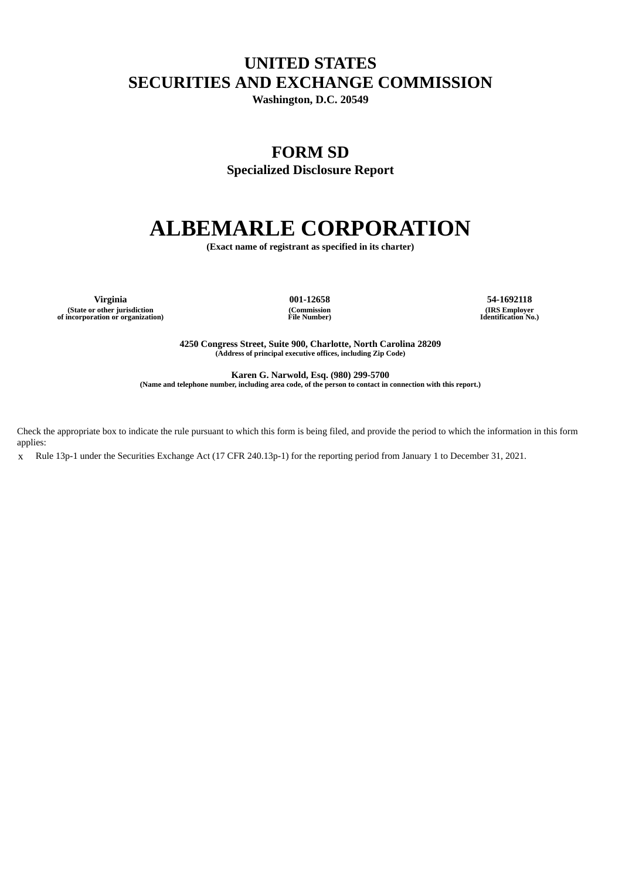# UNITED STATES
# SECURITIES AND EXCHANGE COMMISSION

**Washington, D.C. 20549**

# FORM SD

**Specialized Disclosure Report**

# ALBEMARLE CORPORATION

**(Exact name of registrant as specified in its charter)**

| | | |
|---|---|---|
| **Virginia** | **001-12658** | **54-1692118** |
| **(State or other jurisdiction of incorporation or organization)** | **(Commission File Number)** | **(IRS Employer Identification No.)** |

**4250 Congress Street, Suite 900, Charlotte, North Carolina 28209**
**(Address of principal executive offices, including Zip Code)**

**Karen G. Narwold, Esq. (980) 299-5700**
**(Name and telephone number, including area code, of the person to contact in connection with this report.)**

Check the appropriate box to indicate the rule pursuant to which this form is being filed, and provide the period to which the information in this form applies:

x Rule 13p-1 under the Securities Exchange Act (17 CFR 240.13p-1) for the reporting period from January 1 to December 31, 2021.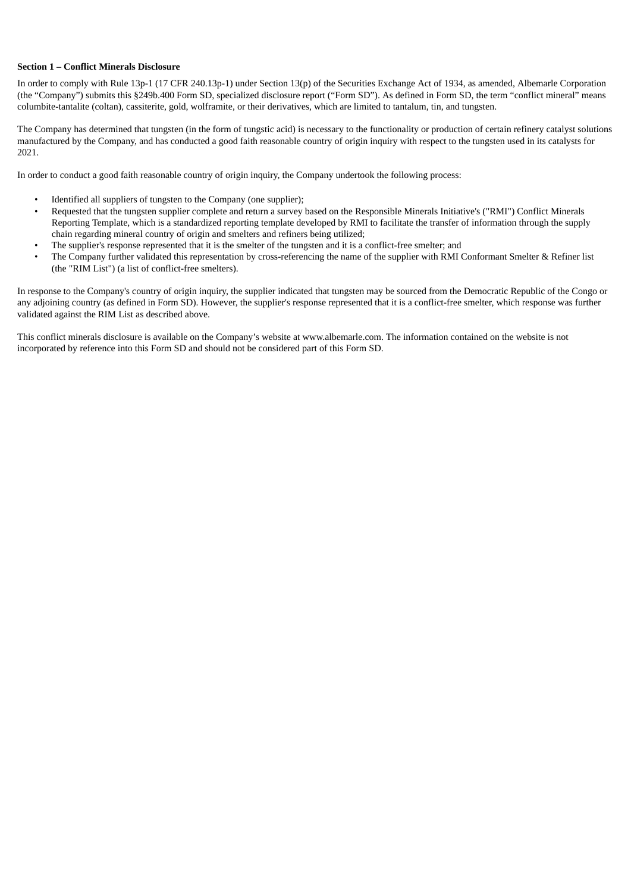**Section 1 – Conflict Minerals Disclosure**

In order to comply with Rule 13p-1 (17 CFR 240.13p-1) under Section 13(p) of the Securities Exchange Act of 1934, as amended, Albemarle Corporation (the "Company") submits this §249b.400 Form SD, specialized disclosure report ("Form SD"). As defined in Form SD, the term "conflict mineral" means columbite-tantalite (coltan), cassiterite, gold, wolframite, or their derivatives, which are limited to tantalum, tin, and tungsten.

The Company has determined that tungsten (in the form of tungstic acid) is necessary to the functionality or production of certain refinery catalyst solutions manufactured by the Company, and has conducted a good faith reasonable country of origin inquiry with respect to the tungsten used in its catalysts for 2021.

In order to conduct a good faith reasonable country of origin inquiry, the Company undertook the following process:

- Identified all suppliers of tungsten to the Company (one supplier);
- Requested that the tungsten supplier complete and return a survey based on the Responsible Minerals Initiative's ("RMI") Conflict Minerals Reporting Template, which is a standardized reporting template developed by RMI to facilitate the transfer of information through the supply chain regarding mineral country of origin and smelters and refiners being utilized;
- The supplier's response represented that it is the smelter of the tungsten and it is a conflict-free smelter; and
- The Company further validated this representation by cross-referencing the name of the supplier with RMI Conformant Smelter & Refiner list (the "RIM List") (a list of conflict-free smelters).

In response to the Company's country of origin inquiry, the supplier indicated that tungsten may be sourced from the Democratic Republic of the Congo or any adjoining country (as defined in Form SD). However, the supplier's response represented that it is a conflict-free smelter, which response was further validated against the RIM List as described above.

This conflict minerals disclosure is available on the Company's website at www.albemarle.com. The information contained on the website is not incorporated by reference into this Form SD and should not be considered part of this Form SD.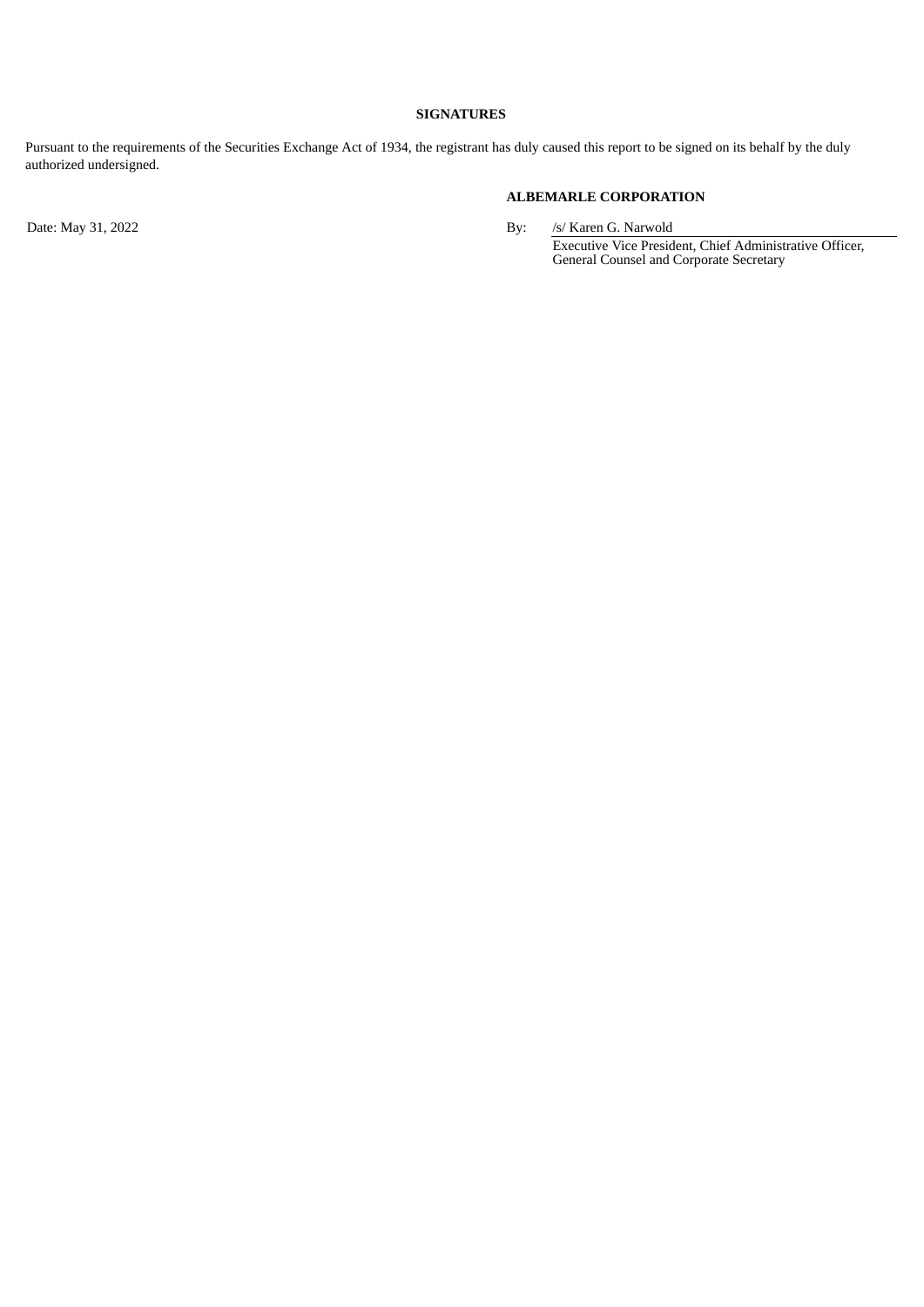**SIGNATURES**

Pursuant to the requirements of the Securities Exchange Act of 1934, the registrant has duly caused this report to be signed on its behalf by the duly authorized undersigned.

**ALBEMARLE CORPORATION**

Date: May 31, 2022

By: /s/ Karen G. Narwold
Executive Vice President, Chief Administrative Officer, General Counsel and Corporate Secretary